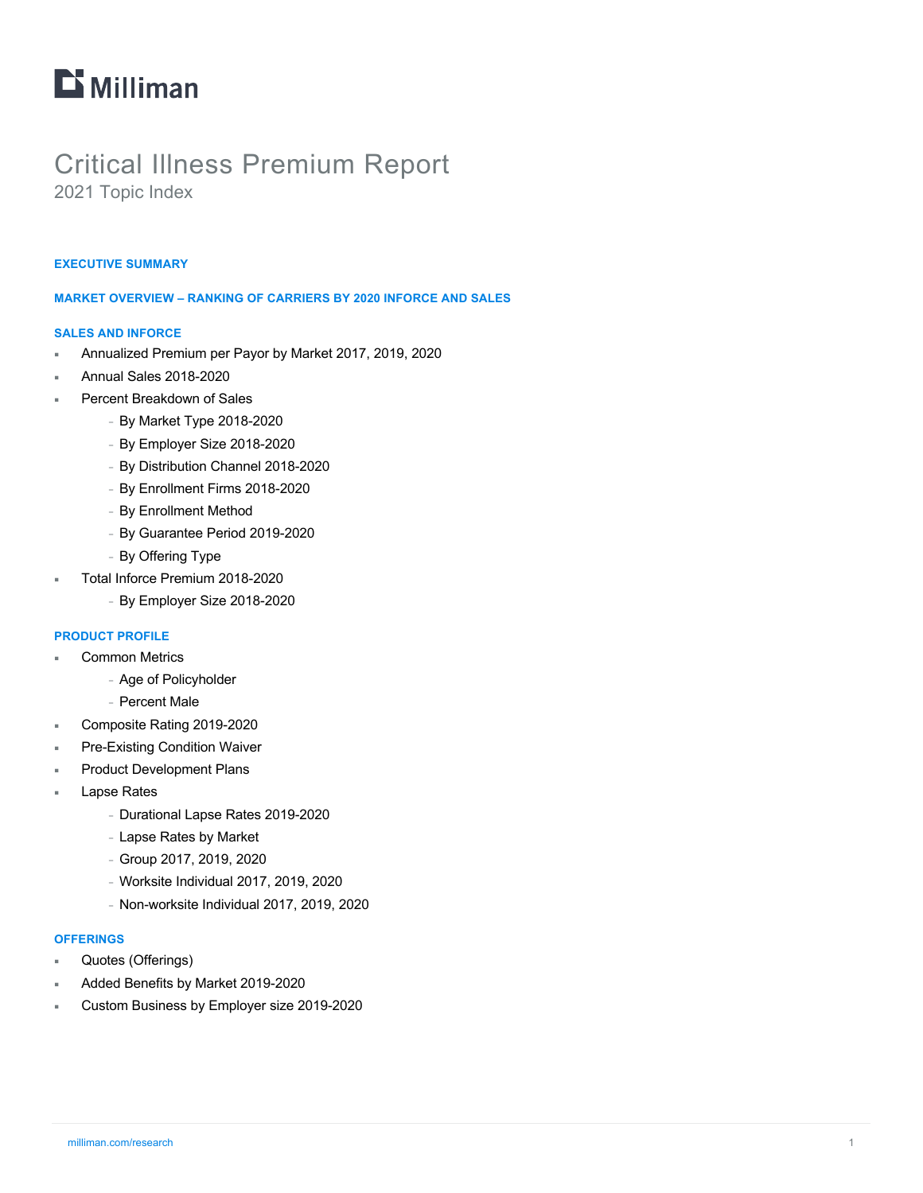Milliman

# Critical Illness Premium Report

## 2021 Topic Index

### EXECUTIVE SUMMARY

### MARKET OVERVIEW – RANKING OF CARRIERS BY 2020 INFORCE AND SALES

### SALES AND INFORCE

- Annualized Premium per Payor by Market 2017, 2019, 2020
- Annual Sales 2018-2020
- Percent Breakdown of Sales
  - By Market Type 2018-2020
  - By Employer Size 2018-2020
  - By Distribution Channel 2018-2020
  - By Enrollment Firms 2018-2020
  - By Enrollment Method
  - By Guarantee Period 2019-2020
  - By Offering Type
- Total Inforce Premium 2018-2020
  - By Employer Size 2018-2020

### PRODUCT PROFILE

- Common Metrics
  - Age of Policyholder
  - Percent Male
- Composite Rating 2019-2020
- Pre-Existing Condition Waiver
- Product Development Plans
- Lapse Rates
  - Durational Lapse Rates 2019-2020
  - Lapse Rates by Market
  - Group 2017, 2019, 2020
  - Worksite Individual 2017, 2019, 2020
  - Non-worksite Individual 2017, 2019, 2020

### OFFERINGS

- Quotes (Offerings)
- Added Benefits by Market 2019-2020
- Custom Business by Employer size 2019-2020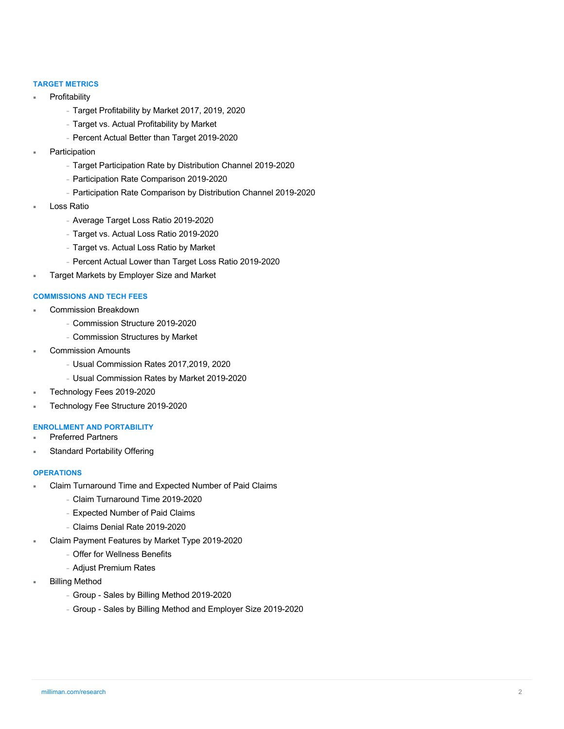#### TARGET METRICS

- Profitability
  - Target Profitability by Market 2017, 2019, 2020
  - Target vs. Actual Profitability by Market
  - Percent Actual Better than Target 2019-2020
- Participation
  - Target Participation Rate by Distribution Channel 2019-2020
  - Participation Rate Comparison 2019-2020
  - Participation Rate Comparison by Distribution Channel 2019-2020
- Loss Ratio
  - Average Target Loss Ratio 2019-2020
  - Target vs. Actual Loss Ratio 2019-2020
  - Target vs. Actual Loss Ratio by Market
  - Percent Actual Lower than Target Loss Ratio 2019-2020
- Target Markets by Employer Size and Market

#### COMMISSIONS AND TECH FEES

- Commission Breakdown
  - Commission Structure 2019-2020
  - Commission Structures by Market
- Commission Amounts
  - Usual Commission Rates 2017,2019, 2020
  - Usual Commission Rates by Market 2019-2020
- Technology Fees 2019-2020
- Technology Fee Structure 2019-2020

#### ENROLLMENT AND PORTABILITY

- Preferred Partners
- Standard Portability Offering

#### OPERATIONS

- Claim Turnaround Time and Expected Number of Paid Claims
  - Claim Turnaround Time 2019-2020
  - Expected Number of Paid Claims
  - Claims Denial Rate 2019-2020
- Claim Payment Features by Market Type 2019-2020
  - Offer for Wellness Benefits
  - Adjust Premium Rates
- Billing Method
  - Group - Sales by Billing Method 2019-2020
  - Group - Sales by Billing Method and Employer Size 2019-2020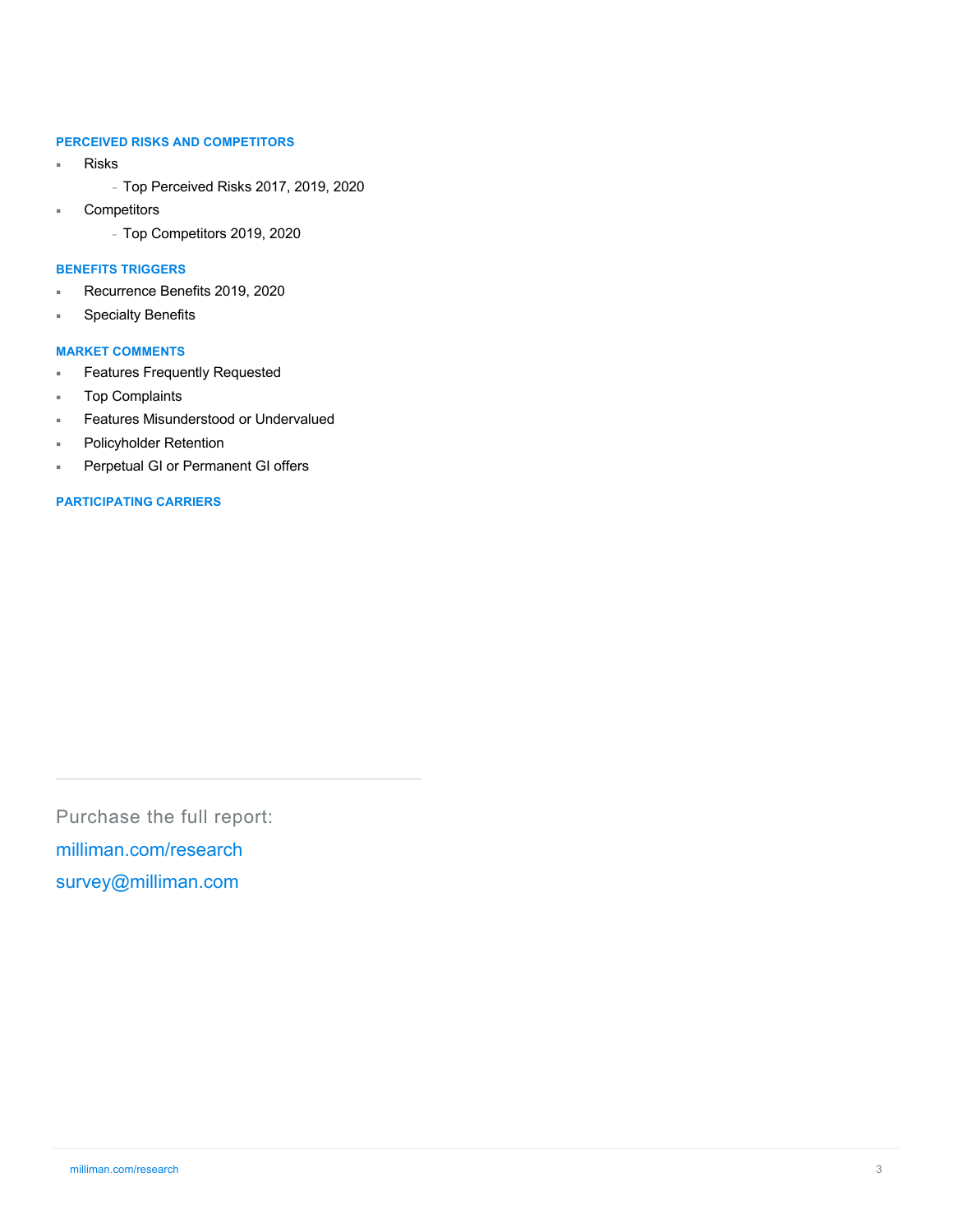### PERCEIVED RISKS AND COMPETITORS

- Risks
  - Top Perceived Risks 2017, 2019, 2020
- Competitors
  - Top Competitors 2019, 2020

### BENEFITS TRIGGERS

- Recurrence Benefits 2019, 2020
- Specialty Benefits

### MARKET COMMENTS

- Features Frequently Requested
- Top Complaints
- Features Misunderstood or Undervalued
- Policyholder Retention
- Perpetual GI or Permanent GI offers

### PARTICIPATING CARRIERS

---

Purchase the full report:

milliman.com/research

survey@milliman.com